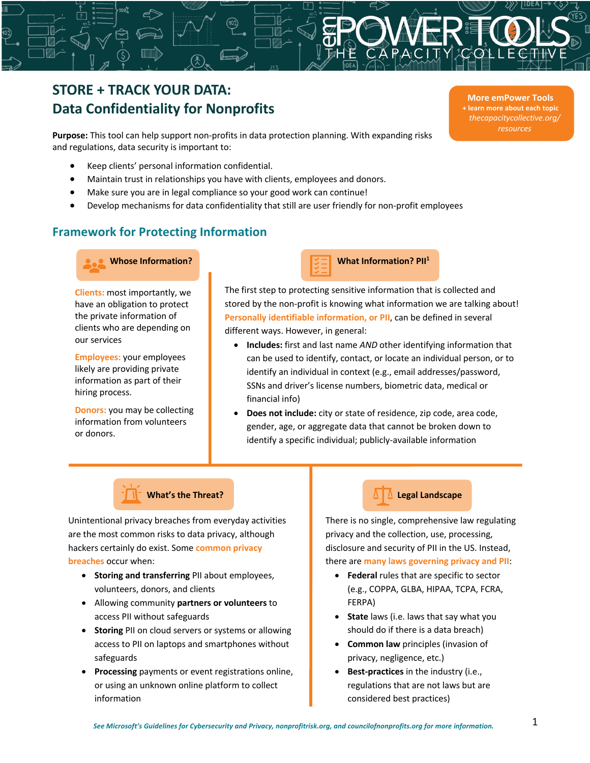# STORE + TRACK YOUR DATA: Data Confidentiality for Nonprofits

**More emPower Tools**
+ learn more about each topic
*thecapacitycollective.org/resources*

**Purpose:** This tool can help support non-profits in data protection planning. With expanding risks and regulations, data security is important to:

- Keep clients' personal information confidential.
- Maintain trust in relationships you have with clients, employees and donors.
- Make sure you are in legal compliance so your good work can continue!
- Develop mechanisms for data confidentiality that still are user friendly for non-profit employees

## Framework for Protecting Information

### Whose Information?

**Clients:** most importantly, we have an obligation to protect the private information of clients who are depending on our services

**Employees:** your employees likely are providing private information as part of their hiring process.

**Donors:** you may be collecting information from volunteers or donors.

### What Information? PII[1]

The first step to protecting sensitive information that is collected and stored by the non-profit is knowing what information we are talking about! **Personally identifiable information, or PII**, can be defined in several different ways. However, in general:

- **Includes:** first and last name *AND* other identifying information that can be used to identify, contact, or locate an individual person, or to identify an individual in context (e.g., email addresses/password, SSNs and driver's license numbers, biometric data, medical or financial info)
- **Does not include:** city or state of residence, zip code, area code, gender, age, or aggregate data that cannot be broken down to identify a specific individual; publicly-available information

### What's the Threat?

Unintentional privacy breaches from everyday activities are the most common risks to data privacy, although hackers certainly do exist. Some **common privacy breaches** occur when:

- **Storing and transferring** PII about employees, volunteers, donors, and clients
- Allowing community **partners or volunteers** to access PII without safeguards
- **Storing** PII on cloud servers or systems or allowing access to PII on laptops and smartphones without safeguards
- **Processing** payments or event registrations online, or using an unknown online platform to collect information

### Legal Landscape

There is no single, comprehensive law regulating privacy and the collection, use, processing, disclosure and security of PII in the US. Instead, there are **many laws governing privacy and PII**:

- **Federal** rules that are specific to sector (e.g., COPPA, GLBA, HIPAA, TCPA, FCRA, FERPA)
- **State** laws (i.e. laws that say what you should do if there is a data breach)
- **Common law** principles (invasion of privacy, negligence, etc.)
- **Best-practices** in the industry (i.e., regulations that are not laws but are considered best practices)

*See Microsoft's Guidelines for Cybersecurity and Privacy, nonprofitrisk.org, and councilofnonprofits.org for more information.*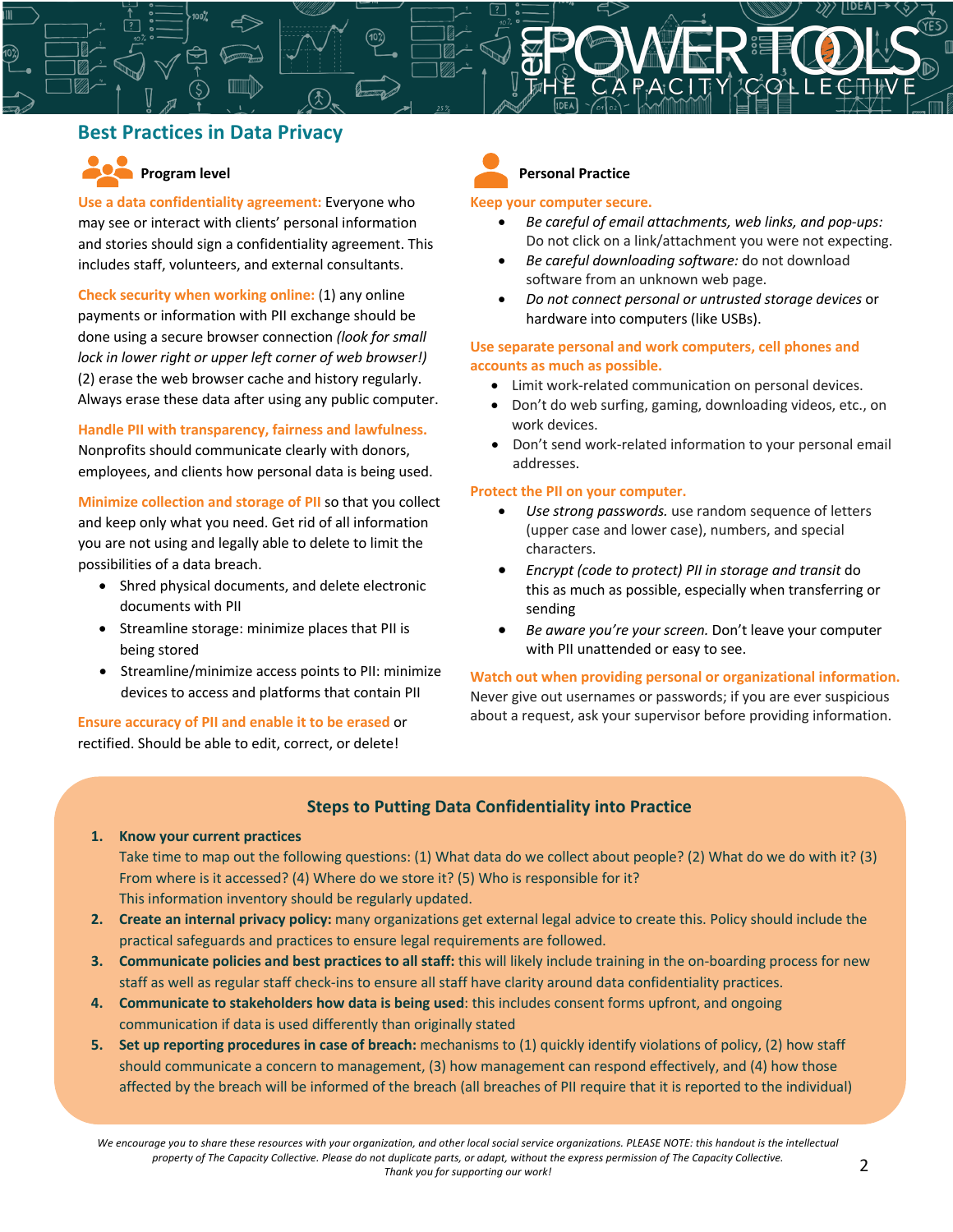## Best Practices in Data Privacy

### Program level

**Use a data confidentiality agreement:** Everyone who may see or interact with clients' personal information and stories should sign a confidentiality agreement. This includes staff, volunteers, and external consultants.

**Check security when working online:** (1) any online payments or information with PII exchange should be done using a secure browser connection *(look for small lock in lower right or upper left corner of web browser!)* (2) erase the web browser cache and history regularly. Always erase these data after using any public computer.

**Handle PII with transparency, fairness and lawfulness.** Nonprofits should communicate clearly with donors, employees, and clients how personal data is being used.

**Minimize collection and storage of PII** so that you collect and keep only what you need. Get rid of all information you are not using and legally able to delete to limit the possibilities of a data breach.

- Shred physical documents, and delete electronic documents with PII
- Streamline storage: minimize places that PII is being stored
- Streamline/minimize access points to PII: minimize devices to access and platforms that contain PII

**Ensure accuracy of PII and enable it to be erased** or rectified. Should be able to edit, correct, or delete!

### Personal Practice

**Keep your computer secure.**

- *Be careful of email attachments, web links, and pop-ups:* Do not click on a link/attachment you were not expecting.
- *Be careful downloading software:* do not download software from an unknown web page.
- *Do not connect personal or untrusted storage devices* or hardware into computers (like USBs).

**Use separate personal and work computers, cell phones and accounts as much as possible.**

- Limit work-related communication on personal devices.
- Don't do web surfing, gaming, downloading videos, etc., on work devices.
- Don't send work-related information to your personal email addresses.

**Protect the PII on your computer.**

- *Use strong passwords.* use random sequence of letters (upper case and lower case), numbers, and special characters.
- *Encrypt (code to protect) PII in storage and transit* do this as much as possible, especially when transferring or sending
- *Be aware you're your screen.* Don't leave your computer with PII unattended or easy to see.

**Watch out when providing personal or organizational information.** Never give out usernames or passwords; if you are ever suspicious about a request, ask your supervisor before providing information.

## Steps to Putting Data Confidentiality into Practice

1. **Know your current practices**
   Take time to map out the following questions: (1) What data do we collect about people? (2) What do we do with it? (3) From where is it accessed? (4) Where do we store it? (5) Who is responsible for it?
   This information inventory should be regularly updated.
2. **Create an internal privacy policy:** many organizations get external legal advice to create this. Policy should include the practical safeguards and practices to ensure legal requirements are followed.
3. **Communicate policies and best practices to all staff:** this will likely include training in the on-boarding process for new staff as well as regular staff check-ins to ensure all staff have clarity around data confidentiality practices.
4. **Communicate to stakeholders how data is being used**: this includes consent forms upfront, and ongoing communication if data is used differently than originally stated
5. **Set up reporting procedures in case of breach:** mechanisms to (1) quickly identify violations of policy, (2) how staff should communicate a concern to management, (3) how management can respond effectively, and (4) how those affected by the breach will be informed of the breach (all breaches of PII require that it is reported to the individual)

*We encourage you to share these resources with your organization, and other local social service organizations. PLEASE NOTE: this handout is the intellectual property of The Capacity Collective. Please do not duplicate parts, or adapt, without the express permission of The Capacity Collective. Thank you for supporting our work!*